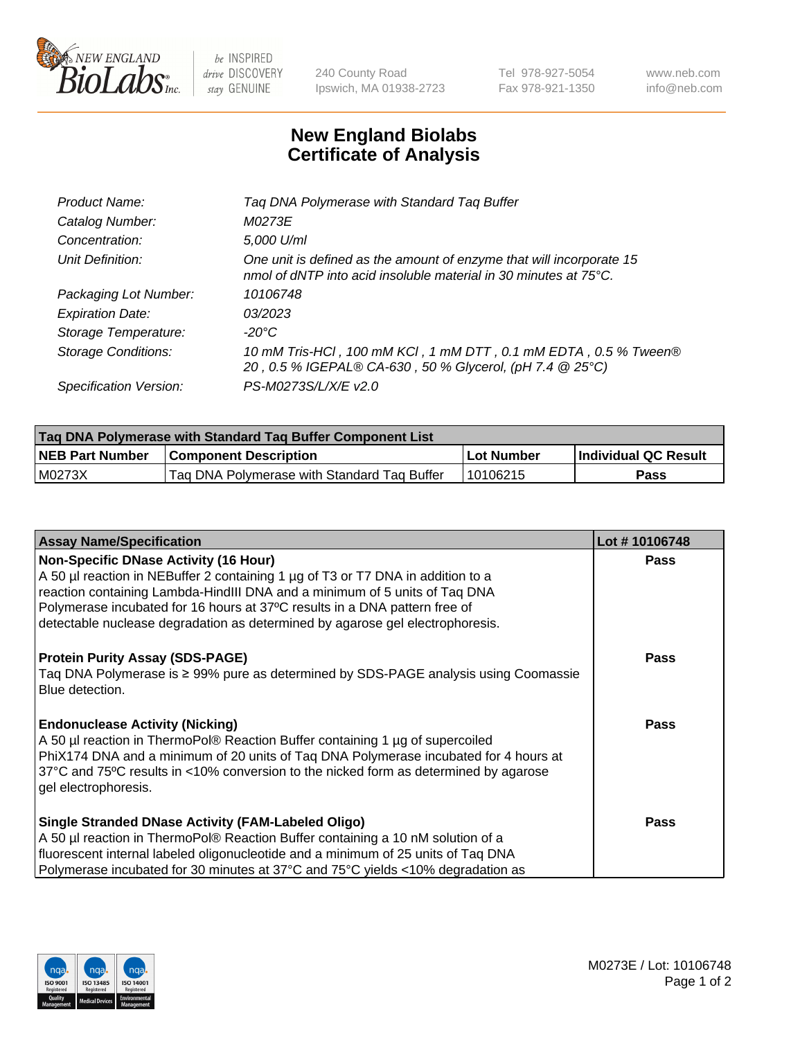New England Biolabs Inc. — be INSPIRED drive DISCOVERY stay GENUINE

240 County Road
Ipswich, MA 01938-2723

Tel 978-927-5054
Fax 978-921-1350

www.neb.com
info@neb.com

# New England Biolabs
# Certificate of Analysis

| | |
|---|---|
| *Product Name:* | *Taq DNA Polymerase with Standard Taq Buffer* |
| *Catalog Number:* | *M0273E* |
| *Concentration:* | *5,000 U/ml* |
| *Unit Definition:* | *One unit is defined as the amount of enzyme that will incorporate 15 nmol of dNTP into acid insoluble material in 30 minutes at 75°C.* |
| *Packaging Lot Number:* | *10106748* |
| *Expiration Date:* | *03/2023* |
| *Storage Temperature:* | *-20°C* |
| *Storage Conditions:* | *10 mM Tris-HCl , 100 mM KCl , 1 mM DTT , 0.1 mM EDTA , 0.5 % Tween® 20 , 0.5 % IGEPAL® CA-630 , 50 % Glycerol, (pH 7.4 @ 25°C)* |
| *Specification Version:* | *PS-M0273S/L/X/E v2.0* |

| Taq DNA Polymerase with Standard Taq Buffer Component List | | | |
|---|---|---|---|
| **NEB Part Number** | **Component Description** | **Lot Number** | **Individual QC Result** |
| M0273X | Taq DNA Polymerase with Standard Taq Buffer | 10106215 | **Pass** |

| Assay Name/Specification | Lot # 10106748 |
|---|---|
| **Non-Specific DNase Activity (16 Hour)**<br>A 50 µl reaction in NEBuffer 2 containing 1 µg of T3 or T7 DNA in addition to a reaction containing Lambda-HindIII DNA and a minimum of 5 units of Taq DNA Polymerase incubated for 16 hours at 37ºC results in a DNA pattern free of detectable nuclease degradation as determined by agarose gel electrophoresis. | **Pass** |
| **Protein Purity Assay (SDS-PAGE)**<br>Taq DNA Polymerase is ≥ 99% pure as determined by SDS-PAGE analysis using Coomassie Blue detection. | **Pass** |
| **Endonuclease Activity (Nicking)**<br>A 50 µl reaction in ThermoPol® Reaction Buffer containing 1 µg of supercoiled PhiX174 DNA and a minimum of 20 units of Taq DNA Polymerase incubated for 4 hours at 37°C and 75ºC results in <10% conversion to the nicked form as determined by agarose gel electrophoresis. | **Pass** |
| **Single Stranded DNase Activity (FAM-Labeled Oligo)**<br>A 50 µl reaction in ThermoPol® Reaction Buffer containing a 10 nM solution of a fluorescent internal labeled oligonucleotide and a minimum of 25 units of Taq DNA Polymerase incubated for 30 minutes at 37°C and 75°C yields <10% degradation as | **Pass** |

M0273E / Lot: 10106748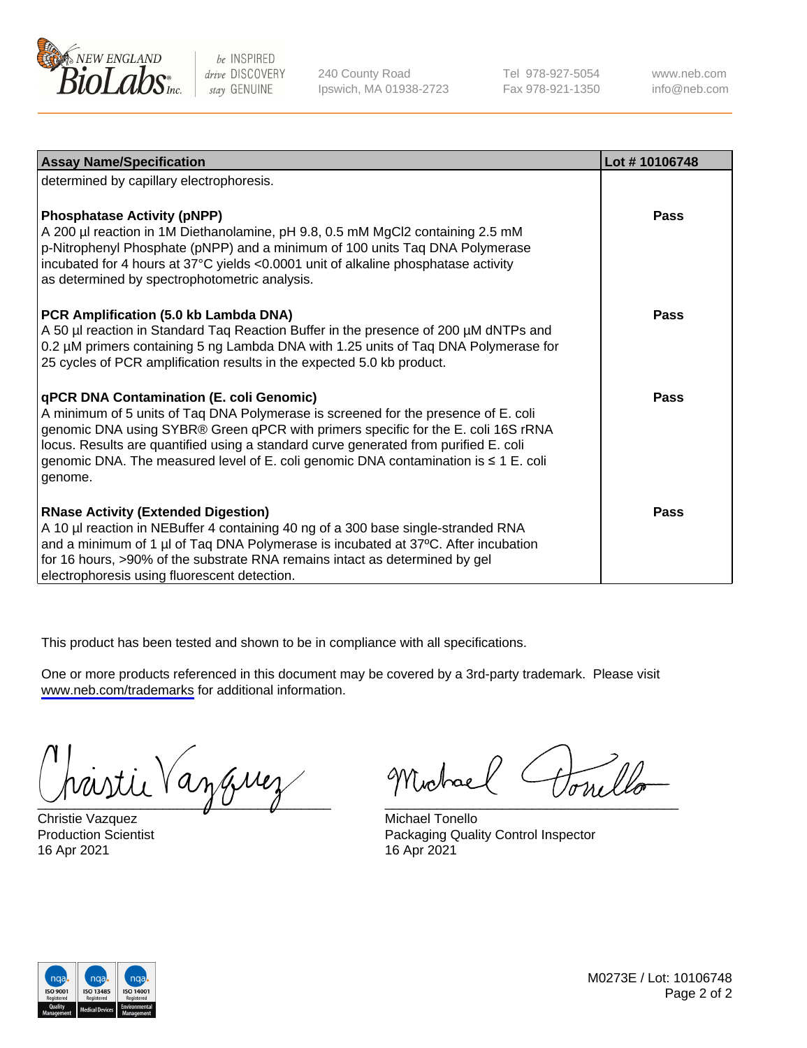| Assay Name/Specification | Lot # 10106748 |
|---|---|
| determined by capillary electrophoresis. | |
| **Phosphatase Activity (pNPP)**<br>A 200 µl reaction in 1M Diethanolamine, pH 9.8, 0.5 mM $MgCl_2$ containing 2.5 mM p-Nitrophenyl Phosphate (pNPP) and a minimum of 100 units Taq DNA Polymerase incubated for 4 hours at 37°C yields <0.0001 unit of alkaline phosphatase activity as determined by spectrophotometric analysis. | Pass |
| **PCR Amplification (5.0 kb Lambda DNA)**<br>A 50 µl reaction in Standard Taq Reaction Buffer in the presence of 200 µM dNTPs and 0.2 µM primers containing 5 ng Lambda DNA with 1.25 units of Taq DNA Polymerase for 25 cycles of PCR amplification results in the expected 5.0 kb product. | Pass |
| **qPCR DNA Contamination (E. coli Genomic)**<br>A minimum of 5 units of Taq DNA Polymerase is screened for the presence of E. coli genomic DNA using SYBR® Green qPCR with primers specific for the E. coli 16S rRNA locus. Results are quantified using a standard curve generated from purified E. coli genomic DNA. The measured level of E. coli genomic DNA contamination is ≤ 1 E. coli genome. | Pass |
| **RNase Activity (Extended Digestion)**<br>A 10 µl reaction in NEBuffer 4 containing 40 ng of a 300 base single-stranded RNA and a minimum of 1 µl of Taq DNA Polymerase is incubated at 37ºC. After incubation for 16 hours, >90% of the substrate RNA remains intact as determined by gel electrophoresis using fluorescent detection. | Pass |

This product has been tested and shown to be in compliance with all specifications.

One or more products referenced in this document may be covered by a 3rd-party trademark. Please visit www.neb.com/trademarks for additional information.

Christie Vazquez
Production Scientist
16 Apr 2021

Michael Tonello
Packaging Quality Control Inspector
16 Apr 2021

M0273E / Lot: 10106748